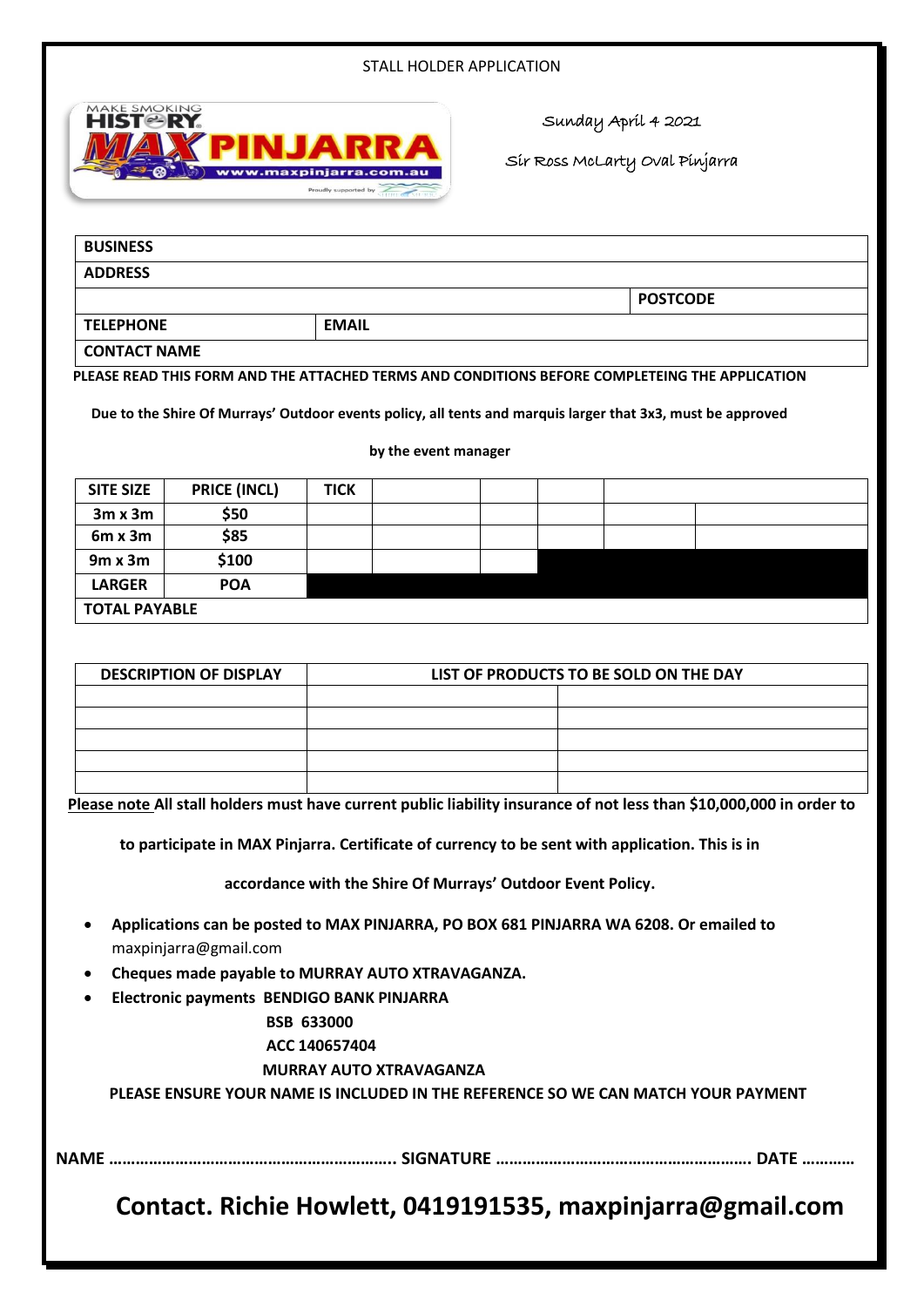STALL HOLDER APPLICATION

MAKE SMOKING HISTORY
MAX PINJARRA
www.maxpinjarra.com.au

Sunday April 4 2021

Sir Ross McLarty Oval Pinjarra

| **BUSINESS** | | |
|---|---|---|
| **ADDRESS** | | |
| | | **POSTCODE** |
| **TELEPHONE** | **EMAIL** | |
| **CONTACT NAME** | | |

**PLEASE READ THIS FORM AND THE ATTACHED TERMS AND CONDITIONS BEFORE COMPLETEING THE APPLICATION**

**Due to the Shire Of Murrays' Outdoor events policy, all tents and marquis larger that 3x3, must be approved by the event manager**

| SITE SIZE | PRICE (INCL) | TICK |
|---|---|---|
| 3m x 3m | $50 | |
| 6m x 3m | $85 | |
| 9m x 3m | $100 | |
| LARGER | POA | |
| **TOTAL PAYABLE** | | |

| DESCRIPTION OF DISPLAY | LIST OF PRODUCTS TO BE SOLD ON THE DAY | |
|---|---|---|
| | | |
| | | |
| | | |
| | | |
| | | |

**Please note All stall holders must have current public liability insurance of not less than $10,000,000 in order to to participate in MAX Pinjarra. Certificate of currency to be sent with application. This is in accordance with the Shire Of Murrays' Outdoor Event Policy.**

- **Applications can be posted to MAX PINJARRA, PO BOX 681 PINJARRA WA 6208. Or emailed to** maxpinjarra@gmail.com
- **Cheques made payable to MURRAY AUTO XTRAVAGANZA.**
- **Electronic payments BENDIGO BANK PINJARRA**
  **BSB 633000**
  **ACC 140657404**
  **MURRAY AUTO XTRAVAGANZA**

**PLEASE ENSURE YOUR NAME IS INCLUDED IN THE REFERENCE SO WE CAN MATCH YOUR PAYMENT**

**NAME ……………………………………………………. SIGNATURE ………………………………………………. DATE …………**

## Contact. Richie Howlett, 0419191535, maxpinjarra@gmail.com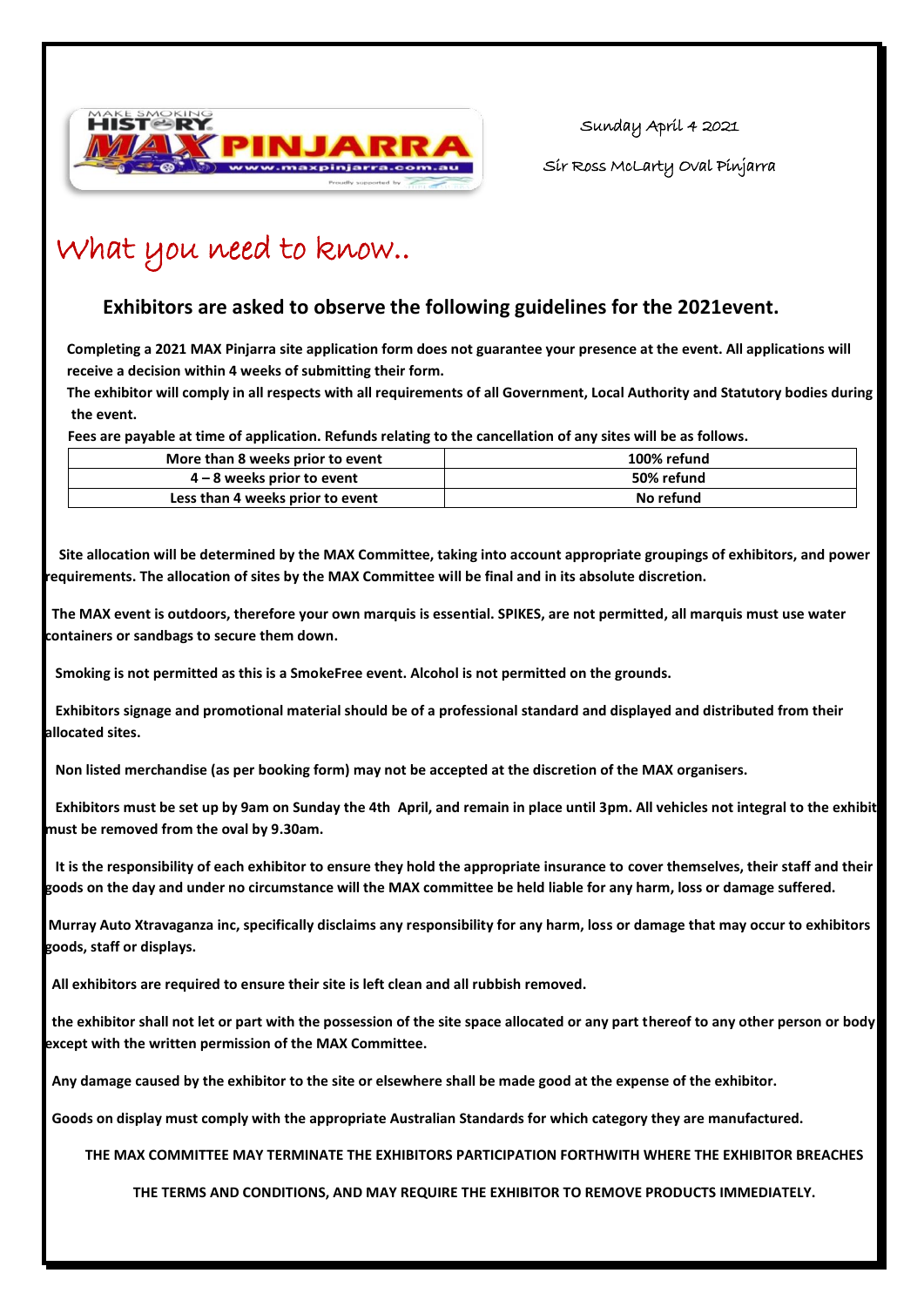Sunday April 4 2021

Sir Ross McLarty Oval Pinjarra

# What you need to know..

## Exhibitors are asked to observe the following guidelines for the 2021event.

**Completing a 2021 MAX Pinjarra site application form does not guarantee your presence at the event. All applications will receive a decision within 4 weeks of submitting their form.**

**The exhibitor will comply in all respects with all requirements of all Government, Local Authority and Statutory bodies during the event.**

**Fees are payable at time of application. Refunds relating to the cancellation of any sites will be as follows.**

| | |
|---|---|
| **More than 8 weeks prior to event** | **100% refund** |
| **4 – 8 weeks prior to event** | **50% refund** |
| **Less than 4 weeks prior to event** | **No refund** |

**Site allocation will be determined by the MAX Committee, taking into account appropriate groupings of exhibitors, and power requirements. The allocation of sites by the MAX Committee will be final and in its absolute discretion.**

**The MAX event is outdoors, therefore your own marquis is essential. SPIKES, are not permitted, all marquis must use water containers or sandbags to secure them down.**

**Smoking is not permitted as this is a SmokeFree event. Alcohol is not permitted on the grounds.**

**Exhibitors signage and promotional material should be of a professional standard and displayed and distributed from their allocated sites.**

**Non listed merchandise (as per booking form) may not be accepted at the discretion of the MAX organisers.**

**Exhibitors must be set up by 9am on Sunday the 4th April, and remain in place until 3pm. All vehicles not integral to the exhibit must be removed from the oval by 9.30am.**

**It is the responsibility of each exhibitor to ensure they hold the appropriate insurance to cover themselves, their staff and their goods on the day and under no circumstance will the MAX committee be held liable for any harm, loss or damage suffered.**

**Murray Auto Xtravaganza inc, specifically disclaims any responsibility for any harm, loss or damage that may occur to exhibitors goods, staff or displays.**

**All exhibitors are required to ensure their site is left clean and all rubbish removed.**

**the exhibitor shall not let or part with the possession of the site space allocated or any part thereof to any other person or body except with the written permission of the MAX Committee.**

**Any damage caused by the exhibitor to the site or elsewhere shall be made good at the expense of the exhibitor.**

**Goods on display must comply with the appropriate Australian Standards for which category they are manufactured.**

**THE MAX COMMITTEE MAY TERMINATE THE EXHIBITORS PARTICIPATION FORTHWITH WHERE THE EXHIBITOR BREACHES THE TERMS AND CONDITIONS, AND MAY REQUIRE THE EXHIBITOR TO REMOVE PRODUCTS IMMEDIATELY.**